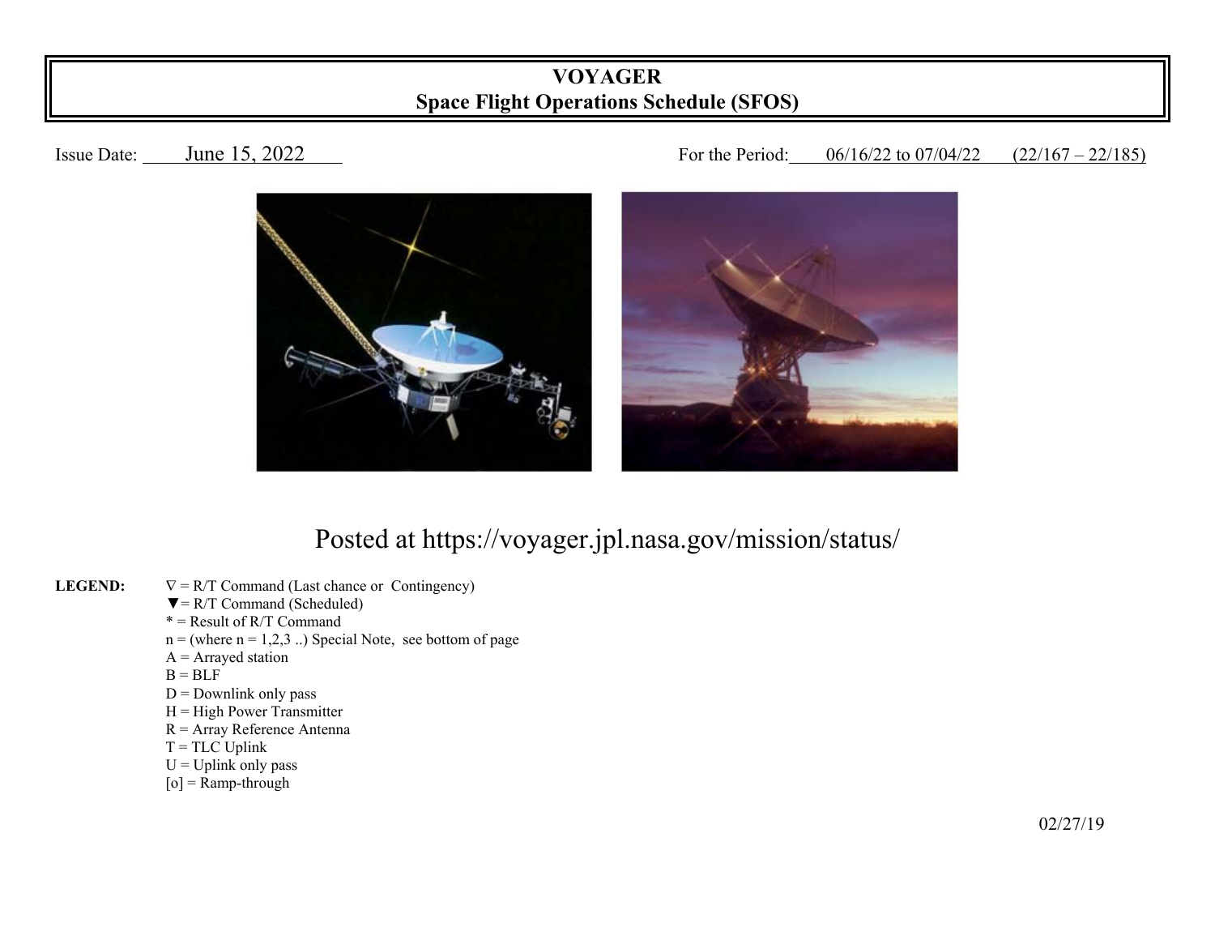# VOYAGER
## Space Flight Operations Schedule (SFOS)

Issue Date: June 15, 2022

For the Period: 06/16/22 to 07/04/22 (22/167 – 22/185)

Posted at https://voyager.jpl.nasa.gov/mission/status/

**LEGEND:**

∇ = R/T Command (Last chance or Contingency)
▼ = R/T Command (Scheduled)
* = Result of R/T Command
n = (where n = 1,2,3 ..) Special Note, see bottom of page
A = Arrayed station
B = BLF
D = Downlink only pass
H = High Power Transmitter
R = Array Reference Antenna
T = TLC Uplink
U = Uplink only pass
[o] = Ramp-through

02/27/19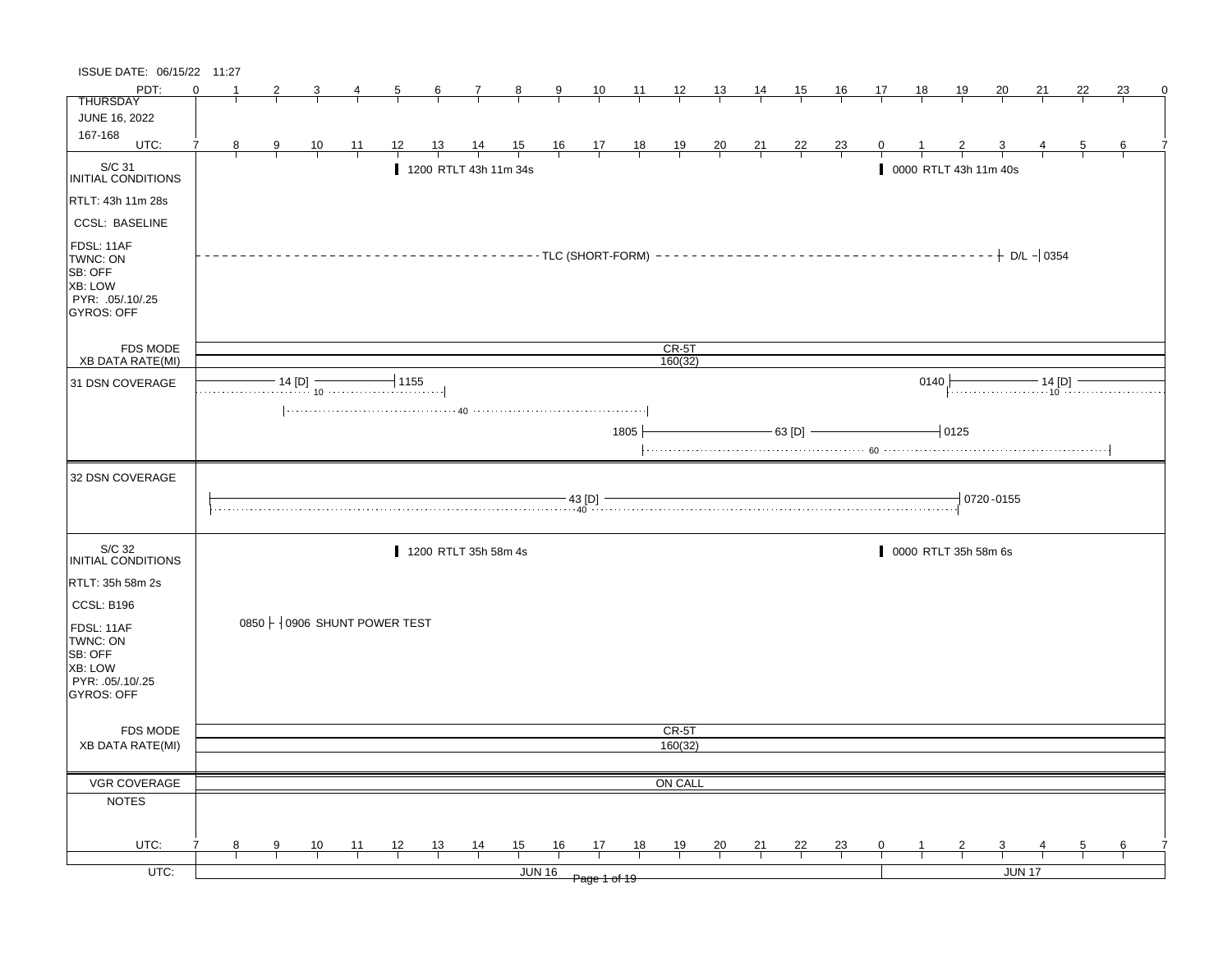ISSUE DATE: 06/15/22 11:27

| PDT: | 0 | 1 | 2 | 3 | 4 | 5 | 6 | 7 | 8 | 9 | 10 | 11 | 12 | 13 | 14 | 15 | 16 | 17 | 18 | 19 | 20 | 21 | 22 | 23 | 0 |
|---|---|---|---|---|---|---|---|---|---|---|---|---|---|---|---|---|---|---|---|---|---|---|---|---|---|
| UTC: | 7 | 8 | 9 | 10 | 11 | 12 | 13 | 14 | 15 | 16 | 17 | 18 | 19 | 20 | 21 | 22 | 23 | 0 | 1 | 2 | 3 | 4 | 5 | 6 | 7 |

THURSDAY
JUNE 16, 2022
167-168

## S/C 31 INITIAL CONDITIONS

RTLT: 43h 11m 28s
CCSL: BASELINE
FDSL: 11AF
TWNC: ON
SB: OFF
XB: LOW
PYR: .05/.10/.25
GYROS: OFF

- 1200 RTLT 43h 11m 34s
- 0000 RTLT 43h 11m 40s
- TLC (SHORT-FORM) — D/L — 0354

FDS MODE: CR-5T
XB DATA RATE(MI): 160(32)

## 31 DSN COVERAGE

- 14 [D] — 1155 (10)
- 40
- 1805 — 63 [D] — 0125 (60)
- 0140 — 14 [D] (10)

## 32 DSN COVERAGE

- 43 [D] (40) — 0720-0155

## S/C 32 INITIAL CONDITIONS

RTLT: 35h 58m 2s
CCSL: B196
FDSL: 11AF
TWNC: ON
SB: OFF
XB: LOW
PYR: .05/.10/.25
GYROS: OFF

- 1200 RTLT 35h 58m 4s
- 0000 RTLT 35h 58m 6s
- 0850 — 0906 SHUNT POWER TEST

FDS MODE: CR-5T
XB DATA RATE(MI): 160(32)

VGR COVERAGE: ON CALL

NOTES

UTC: JUN 16 | JUN 17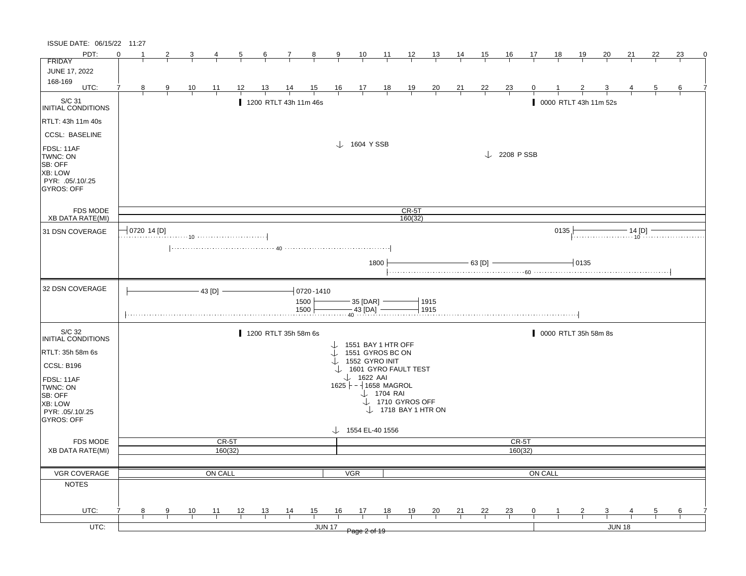ISSUE DATE: 06/15/22 11:27

**FRIDAY**
**JUNE 17, 2022**
**168-169**

PDT: 0 1 2 3 4 5 6 7 8 9 10 11 12 13 14 15 16 17 18 19 20 21 22 23 0

UTC: 7 8 9 10 11 12 13 14 15 16 17 18 19 20 21 22 23 0 1 2 3 4 5 6 7

## S/C 31 INITIAL CONDITIONS

- RTLT: 43h 11m 40s
- CCSL: BASELINE
- FDSL: 11AF
- TWNC: ON
- SB: OFF
- XB: LOW
- PYR: .05/.10/.25
- GYROS: OFF

Events:
- 1200 RTLT 43h 11m 46s
- 0000 RTLT 43h 11m 52s
- 1604 Y SSB
- 2208 P SSB

| FDS MODE | CR-5T |
|---|---|
| XB DATA RATE(MI) | 160(32) |

## 31 DSN COVERAGE

- 0720 14 [D] ····· 10 ·····
- ····· 40 ·····
- 1800 ——— 63 [D] ——— 0135
- ····· 60 ·····
- 0135 ——— 14 [D] ——— ····· 10 ·····

## 32 DSN COVERAGE

- ——— 43 [D] ——— 0720-1410
- 1500 ——— 35 [DAR] ——— 1915
- 1500 ——— 43 [DA] ——— 1915
- ····· 40 ·····

## S/C 32 INITIAL CONDITIONS

- RTLT: 35h 58m 6s
- CCSL: B196
- FDSL: 11AF
- TWNC: ON
- SB: OFF
- XB: LOW
- PYR: .05/.10/.25
- GYROS: OFF

Events:
- 1200 RTLT 35h 58m 6s
- 0000 RTLT 35h 58m 8s
- 1551 BAY 1 HTR OFF
- 1551 GYROS BC ON
- 1552 GYRO INIT
- 1601 GYRO FAULT TEST
- 1622 AAI
- 1625 - - 1658 MAGROL
- 1704 RAI
- 1710 GYROS OFF
- 1718 BAY 1 HTR ON
- 1554 EL-40 1556

| FDS MODE | CR-5T | CR-5T |
|---|---|---|
| XB DATA RATE(MI) | 160(32) | 160(32) |

| VGR COVERAGE | ON CALL | VGR | ON CALL |
|---|---|---|---|

**NOTES**

UTC: JUN 17 | JUN 18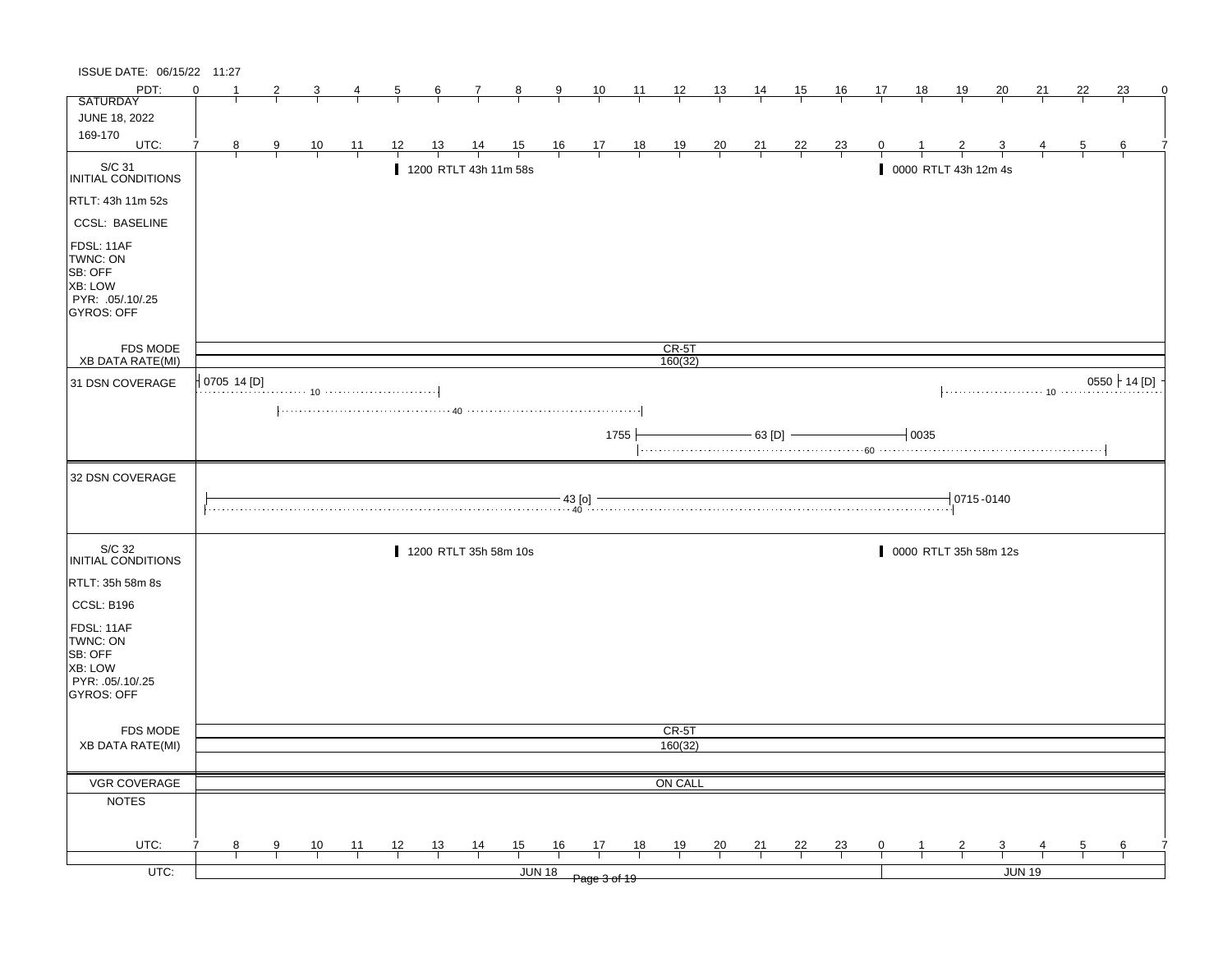ISSUE DATE: 06/15/22 11:27

| PDT: | 0 | 1 | 2 | 3 | 4 | 5 | 6 | 7 | 8 | 9 | 10 | 11 | 12 | 13 | 14 | 15 | 16 | 17 | 18 | 19 | 20 | 21 | 22 | 23 | 0 |
|---|---|---|---|---|---|---|---|---|---|---|---|---|---|---|---|---|---|---|---|---|---|---|---|---|---|
| UTC: | 7 | 8 | 9 | 10 | 11 | 12 | 13 | 14 | 15 | 16 | 17 | 18 | 19 | 20 | 21 | 22 | 23 | 0 | 1 | 2 | 3 | 4 | 5 | 6 | 7 |

SATURDAY
JUNE 18, 2022
169-170

## S/C 31 INITIAL CONDITIONS

- RTLT: 43h 11m 52s
- CCSL: BASELINE
- FDSL: 11AF
- TWNC: ON
- SB: OFF
- XB: LOW
- PYR: .05/.10/.25
- GYROS: OFF

1200 RTLT 43h 11m 58s

0000 RTLT 43h 12m 4s

FDS MODE: CR-5T

XB DATA RATE(MI): 160(32)

## 31 DSN COVERAGE

0705 14 [D] ... 10

... 40 ...

1755 — 63 [D] — 0035

... 60 ...

... 10 ... 0550 14 [D]

## 32 DSN COVERAGE

— 43 [o] — 0715-0140

... 40 ...

## S/C 32 INITIAL CONDITIONS

- RTLT: 35h 58m 8s
- CCSL: B196
- FDSL: 11AF
- TWNC: ON
- SB: OFF
- XB: LOW
- PYR: .05/.10/.25
- GYROS: OFF

1200 RTLT 35h 58m 10s

0000 RTLT 35h 58m 12s

FDS MODE: CR-5T

XB DATA RATE(MI): 160(32)

VGR COVERAGE: ON CALL

NOTES

UTC: JUN 18 | JUN 19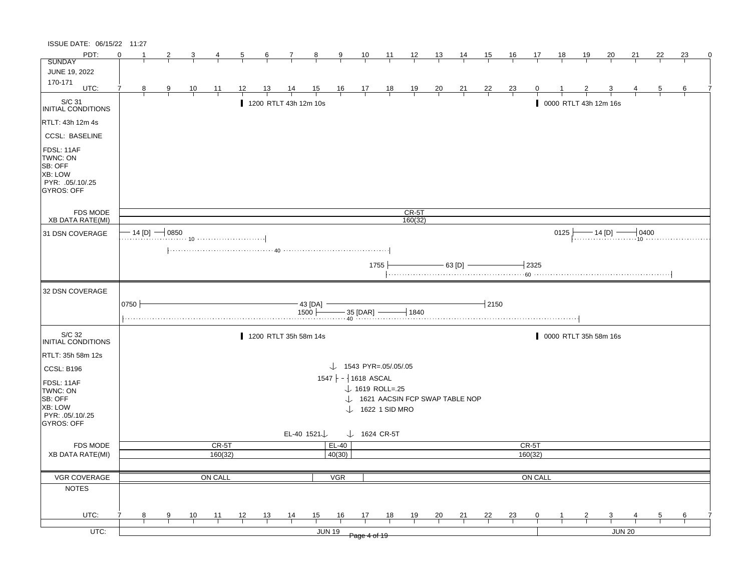ISSUE DATE: 06/15/22 11:27

**SUNDAY**
**JUNE 19, 2022**
**170-171**

PDT: 0 1 2 3 4 5 6 7 8 9 10 11 12 13 14 15 16 17 18 19 20 21 22 23 0

UTC: 7 8 9 10 11 12 13 14 15 16 17 18 19 20 21 22 23 0 1 2 3 4 5 6 7

## S/C 31 INITIAL CONDITIONS

- RTLT: 43h 12m 4s
- CCSL: BASELINE
- FDSL: 11AF
- TWNC: ON
- SB: OFF
- XB: LOW
- PYR: .05/.10/.25
- GYROS: OFF

Events:
- 1200 RTLT 43h 12m 10s
- 0000 RTLT 43h 12m 16s

| FDS MODE | CR-5T |
|---|---|
| XB DATA RATE(MI) | 160(32) |

## 31 DSN COVERAGE

- 14 [D] — 0850 (10)
- 40
- 1755 — 63 [D] — 2325 (60)
- 0125 — 14 [D] — 0400 (10)

## 32 DSN COVERAGE

- 0750 — 43 [DA] — 2150
- 1500 — 35 [DAR] — 1840 (40)

## S/C 32 INITIAL CONDITIONS

- RTLT: 35h 58m 12s
- CCSL: B196
- FDSL: 11AF
- TWNC: ON
- SB: OFF
- XB: LOW
- PYR: .05/.10/.25
- GYROS: OFF

Events:
- 1200 RTLT 35h 58m 14s
- 0000 RTLT 35h 58m 16s
- 1521 EL-40
- 1543 PYR=.05/.05/.05
- 1547 - 1618 ASCAL
- 1619 ROLL=.25
- 1621 AACSIN FCP SWAP TABLE NOP
- 1622 1 SID MRO
- 1624 CR-5T

| FDS MODE | CR-5T | EL-40 | CR-5T |
|---|---|---|---|
| XB DATA RATE(MI) | 160(32) | 40(30) | 160(32) |

| VGR COVERAGE | ON CALL | VGR | ON CALL |
|---|---|---|---|

**NOTES**

UTC: JUN 19 | JUN 20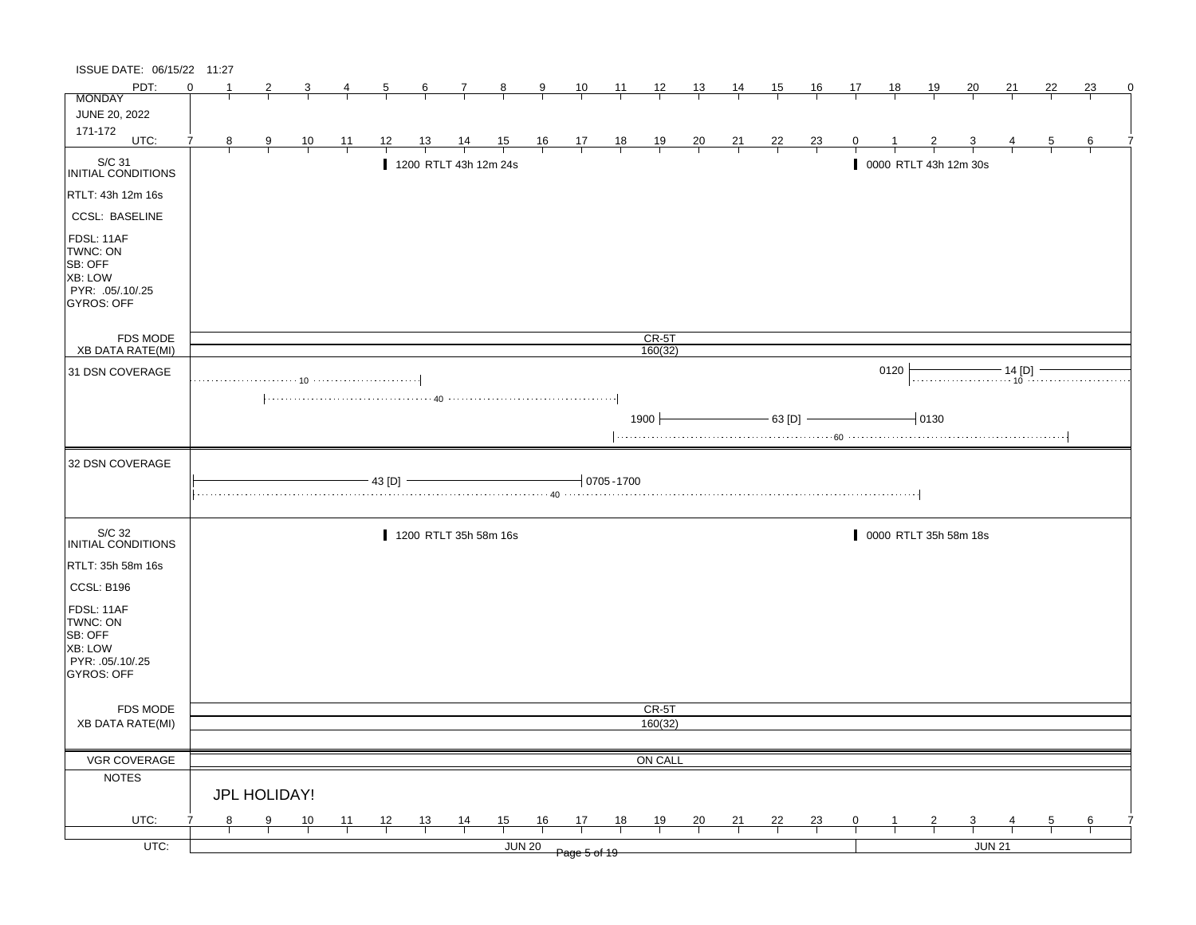ISSUE DATE: 06/15/22 11:27

| PDT: | 0 | 1 | 2 | 3 | 4 | 5 | 6 | 7 | 8 | 9 | 10 | 11 | 12 | 13 | 14 | 15 | 16 | 17 | 18 | 19 | 20 | 21 | 22 | 23 | 0 |
|---|---|---|---|---|---|---|---|---|---|---|---|---|---|---|---|---|---|---|---|---|---|---|---|---|---|
| MONDAY JUNE 20, 2022 171-172 UTC: | 7 | 8 | 9 | 10 | 11 | 12 | 13 | 14 | 15 | 16 | 17 | 18 | 19 | 20 | 21 | 22 | 23 | 0 | 1 | 2 | 3 | 4 | 5 | 6 | 7 |

**S/C 31 INITIAL CONDITIONS**

- RTLT: 43h 12m 16s
- CCSL: BASELINE
- FDSL: 11AF
- TWNC: ON
- SB: OFF
- XB: LOW
- PYR: .05/.10/.25
- GYROS: OFF

1200 RTLT 43h 12m 24s

0000 RTLT 43h 12m 30s

FDS MODE: CR-5T

XB DATA RATE(MI): 160(32)

**31 DSN COVERAGE**

- 10 (to ~1200 UTC)
- 40 (~0900–1800 UTC)
- 1900 — 63 [D] — 0130; 60
- 0120 — 14 [D] —; 10

**32 DSN COVERAGE**

- 43 [D] — 0705-1700; 40

**S/C 32 INITIAL CONDITIONS**

- RTLT: 35h 58m 16s
- CCSL: B196
- FDSL: 11AF
- TWNC: ON
- SB: OFF
- XB: LOW
- PYR: .05/.10/.25
- GYROS: OFF

1200 RTLT 35h 58m 16s

0000 RTLT 35h 58m 18s

FDS MODE: CR-5T

XB DATA RATE(MI): 160(32)

VGR COVERAGE: ON CALL

**NOTES**

JPL HOLIDAY!

UTC: JUN 20 | JUN 21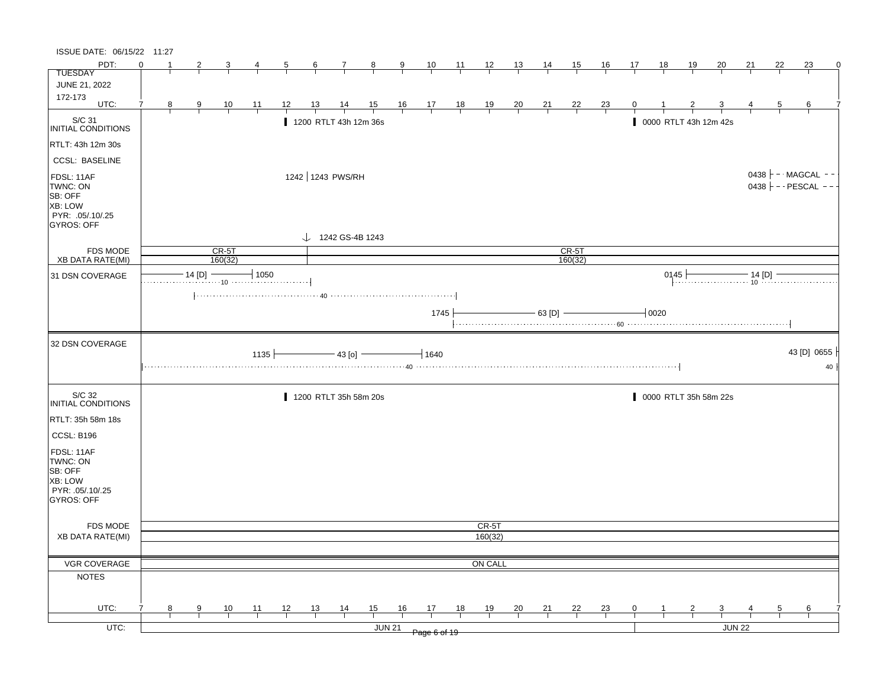ISSUE DATE: 06/15/22 11:27

**TUESDAY**
**JUNE 21, 2022**
**172-173**

PDT: 0 1 2 3 4 5 6 7 8 9 10 11 12 13 14 15 16 17 18 19 20 21 22 23 0

UTC: 7 8 9 10 11 12 13 14 15 16 17 18 19 20 21 22 23 0 1 2 3 4 5 6 7

## S/C 31 INITIAL CONDITIONS

- RTLT: 43h 12m 30s
- CCSL: BASELINE
- FDSL: 11AF
- TWNC: ON
- SB: OFF
- XB: LOW
- PYR: .05/.10/.25
- GYROS: OFF

Events:

- 1200 RTLT 43h 12m 36s
- 0000 RTLT 43h 12m 42s
- 1242 | 1243 PWS/RH
- 0438 MAGCAL
- 0438 PESCAL
- 1242 GS-4B 1243

| FDS MODE | CR-5T | CR-5T |
|---|---|---|
| XB DATA RATE(MI) | 160(32) | 160(32) |

**31 DSN COVERAGE**

- 14 [D] — 1050 (10)
- 40
- 1745 — 63 [D] — 0020 (60)
- 0145 — 14 [D] (10)

**32 DSN COVERAGE**

- 1135 — 43 [o] — 1640 (40)
- 43 [D] 0655 (40)

## S/C 32 INITIAL CONDITIONS

- RTLT: 35h 58m 18s
- CCSL: B196
- FDSL: 11AF
- TWNC: ON
- SB: OFF
- XB: LOW
- PYR: .05/.10/.25
- GYROS: OFF

Events:

- 1200 RTLT 35h 58m 20s
- 0000 RTLT 35h 58m 22s

| FDS MODE | CR-5T |
|---|---|
| XB DATA RATE(MI) | 160(32) |

| VGR COVERAGE | ON CALL |
|---|---|

**NOTES**

UTC: 7 8 9 10 11 12 13 14 15 16 17 18 19 20 21 22 23 0 1 2 3 4 5 6 7

UTC: JUN 21 | JUN 22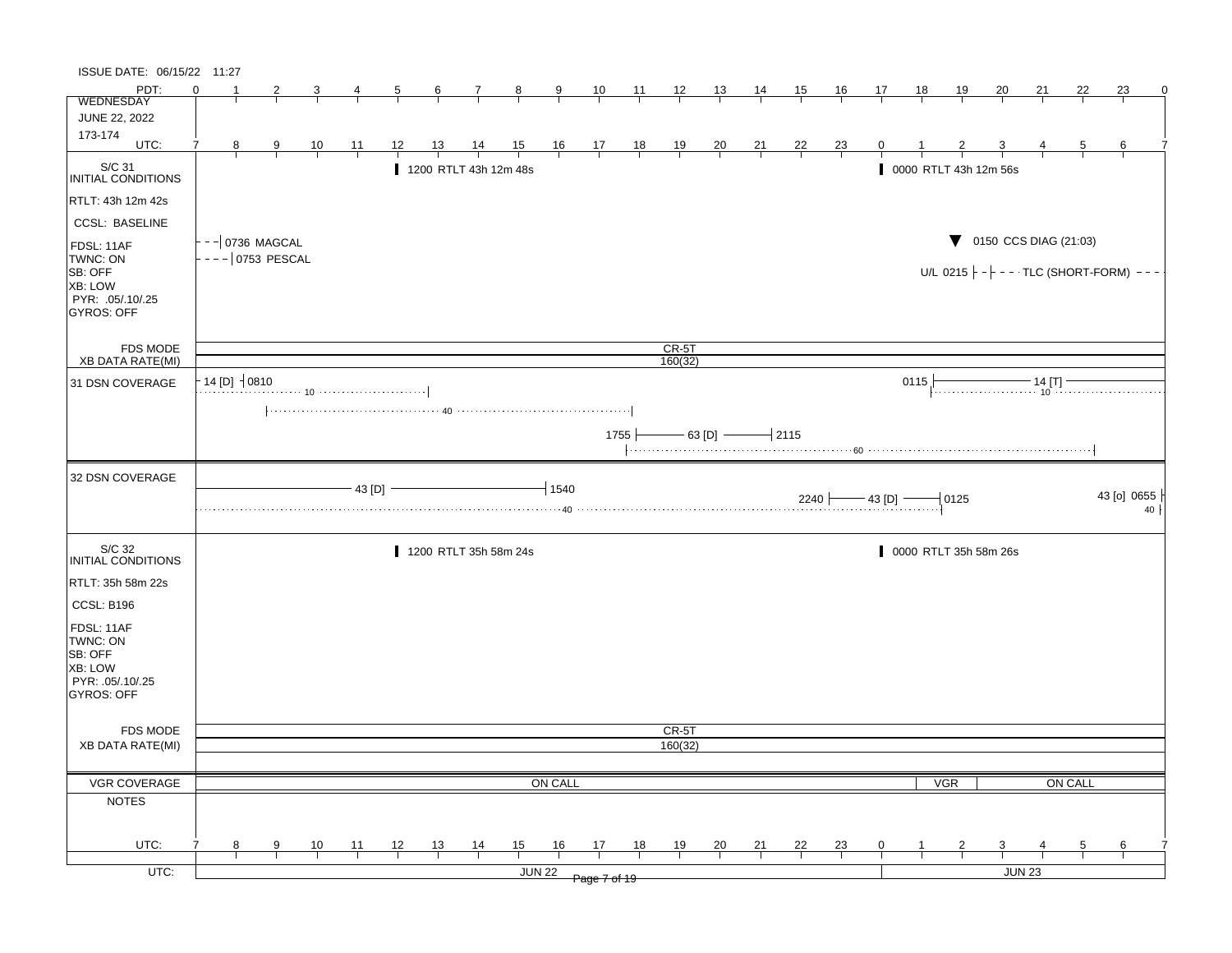ISSUE DATE: 06/15/22 11:27

| PDT: | 0 | 1 | 2 | 3 | 4 | 5 | 6 | 7 | 8 | 9 | 10 | 11 | 12 | 13 | 14 | 15 | 16 | 17 | 18 | 19 | 20 | 21 | 22 | 23 | 0 |
|---|---|---|---|---|---|---|---|---|---|---|---|---|---|---|---|---|---|---|---|---|---|---|---|---|---|
| WEDNESDAY<br>JUNE 22, 2022<br>173-174 | | | | | | | | | | | | | | | | | | | | | | | | | |
| UTC: | 7 | 8 | 9 | 10 | 11 | 12 | 13 | 14 | 15 | 16 | 17 | 18 | 19 | 20 | 21 | 22 | 23 | 0 | 1 | 2 | 3 | 4 | 5 | 6 | 7 |

## S/C 31 INITIAL CONDITIONS

- RTLT: 43h 12m 42s
- CCSL: BASELINE
- FDSL: 11AF
- TWNC: ON
- SB: OFF
- XB: LOW
- PYR: .05/.10/.25
- GYROS: OFF

Events:
- 0736 MAGCAL
- 0753 PESCAL
- 1200 RTLT 43h 12m 48s
- 0000 RTLT 43h 12m 56s
- 0150 CCS DIAG (21:03)
- U/L 0215 TLC (SHORT-FORM)

FDS MODE: CR-5T
XB DATA RATE(MI): 160(32)

**31 DSN COVERAGE**
- 14 [D] – 0810 (10)
- 40
- 1755 — 63 [D] — 2115 (60)
- 0115 — 14 [T] (10)

**32 DSN COVERAGE**
- 43 [D] — 1540 (40)
- 2240 — 43 [D] — 0125
- 43 [o] 0655 (40)

## S/C 32 INITIAL CONDITIONS

- RTLT: 35h 58m 22s
- CCSL: B196
- FDSL: 11AF
- TWNC: ON
- SB: OFF
- XB: LOW
- PYR: .05/.10/.25
- GYROS: OFF

Events:
- 1200 RTLT 35h 58m 24s
- 0000 RTLT 35h 58m 26s

FDS MODE: CR-5T
XB DATA RATE(MI): 160(32)

**VGR COVERAGE**: ON CALL | VGR | ON CALL

**NOTES**

| UTC: | 7 | 8 | 9 | 10 | 11 | 12 | 13 | 14 | 15 | 16 | 17 | 18 | 19 | 20 | 21 | 22 | 23 | 0 | 1 | 2 | 3 | 4 | 5 | 6 | 7 |
|---|---|---|---|---|---|---|---|---|---|---|---|---|---|---|---|---|---|---|---|---|---|---|---|---|---|

UTC: JUN 22 | JUN 23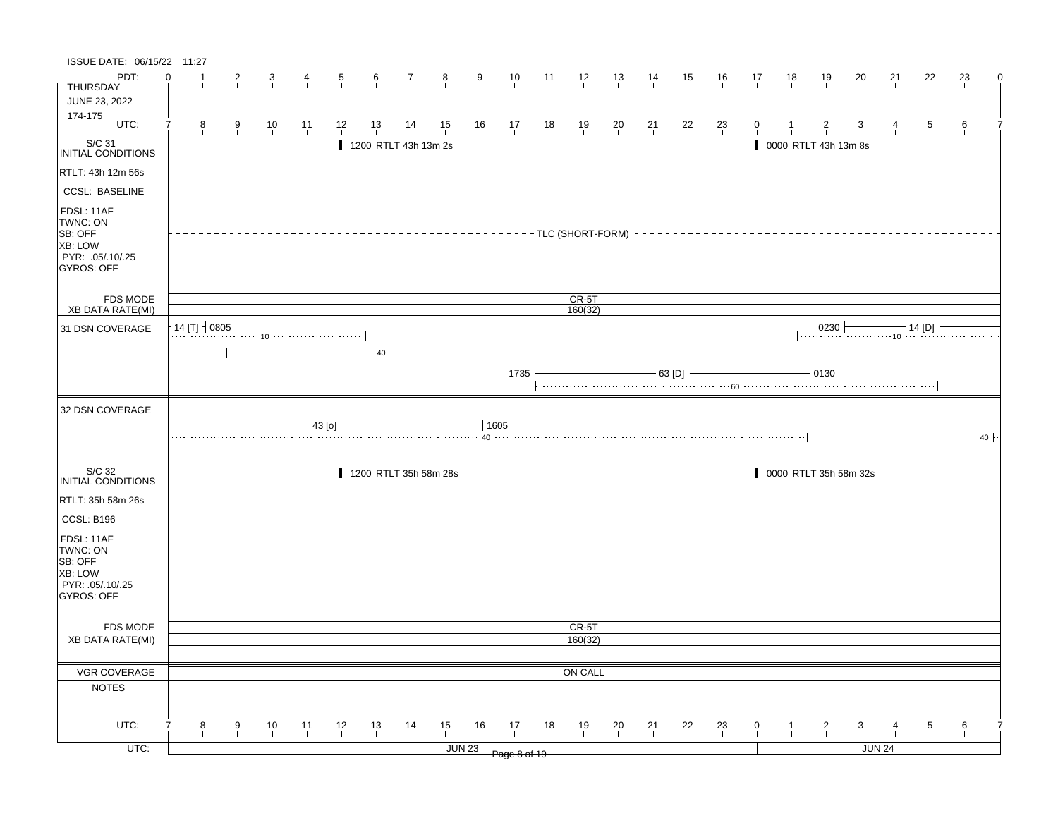ISSUE DATE: 06/15/22 11:27

**THURSDAY**
**JUNE 23, 2022**
**174-175**

| PDT: | 0 | 1 | 2 | 3 | 4 | 5 | 6 | 7 | 8 | 9 | 10 | 11 | 12 | 13 | 14 | 15 | 16 | 17 | 18 | 19 | 20 | 21 | 22 | 23 | 0 |
|---|---|---|---|---|---|---|---|---|---|---|---|---|---|---|---|---|---|---|---|---|---|---|---|---|---|
| UTC: | 7 | 8 | 9 | 10 | 11 | 12 | 13 | 14 | 15 | 16 | 17 | 18 | 19 | 20 | 21 | 22 | 23 | 0 | 1 | 2 | 3 | 4 | 5 | 6 | 7 |

## S/C 31 INITIAL CONDITIONS

- RTLT: 43h 12m 56s
- CCSL: BASELINE
- FDSL: 11AF
- TWNC: ON
- SB: OFF
- XB: LOW
- PYR: .05/.10/.25
- GYROS: OFF

Events:
- 1200 RTLT 43h 13m 2s
- 0000 RTLT 43h 13m 8s
- TLC (SHORT-FORM) (entire day)

FDS MODE: CR-5T
XB DATA RATE(MI): 160(32)

## 31 DSN COVERAGE

- 14 [T] – 0805 (10: to 1245 UTC)
- 40: 0900 – 1800 UTC
- 1735 – 63 [D] – 0130 (60: 1735 – 0530 UTC)
- 0230 – 14 [D] (10: 0130 UTC onward)

## 32 DSN COVERAGE

- 43 [o] – 1605 (40: until 0130 UTC)
- 40 (at 0700 UTC)

## S/C 32 INITIAL CONDITIONS

- RTLT: 35h 58m 26s
- CCSL: B196
- FDSL: 11AF
- TWNC: ON
- SB: OFF
- XB: LOW
- PYR: .05/.10/.25
- GYROS: OFF

Events:
- 1200 RTLT 35h 58m 28s
- 0000 RTLT 35h 58m 32s

FDS MODE: CR-5T
XB DATA RATE(MI): 160(32)

VGR COVERAGE: ON CALL

NOTES:

UTC: JUN 23 | JUN 24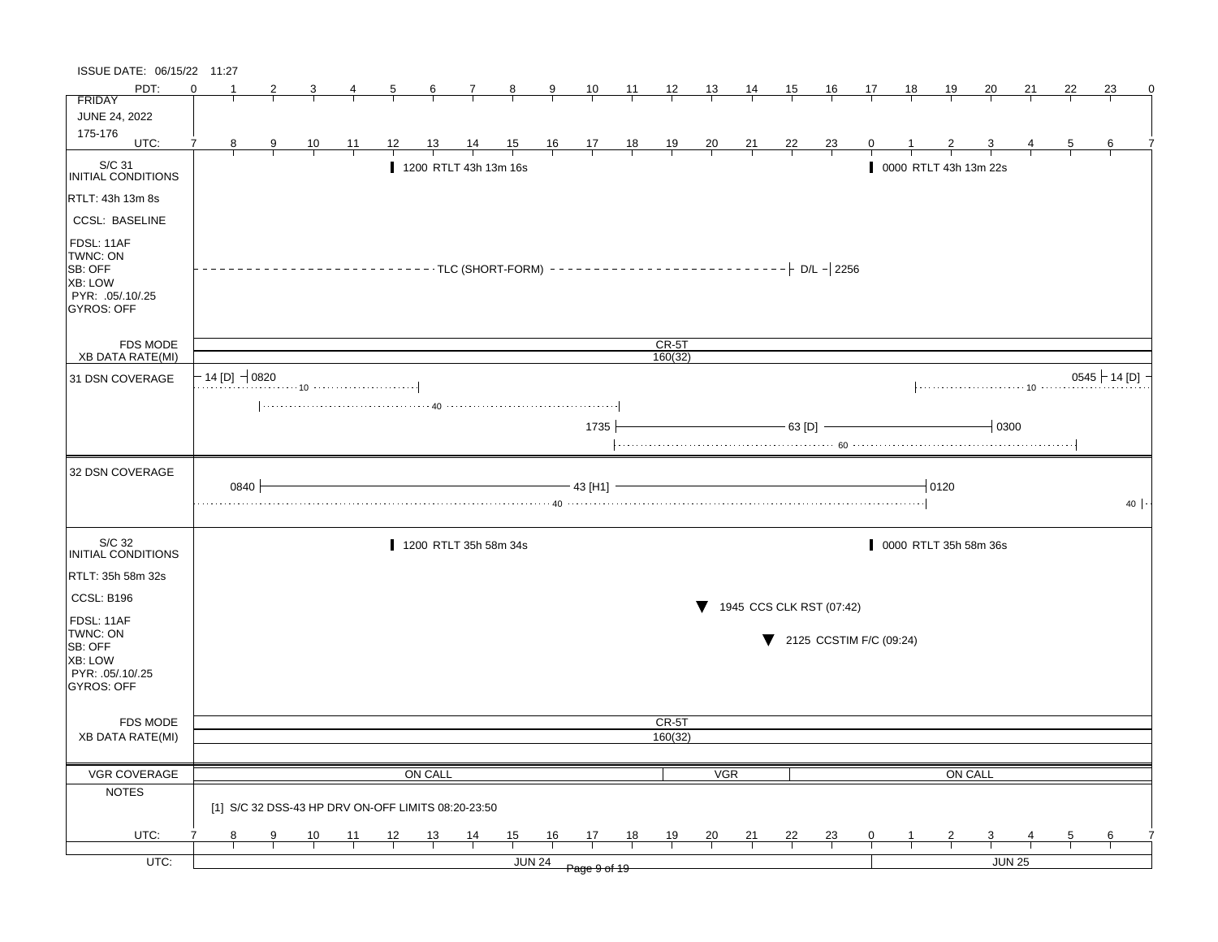ISSUE DATE: 06/15/22 11:27

| PDT: | 0 | 1 | 2 | 3 | 4 | 5 | 6 | 7 | 8 | 9 | 10 | 11 | 12 | 13 | 14 | 15 | 16 | 17 | 18 | 19 | 20 | 21 | 22 | 23 | 0 |
|---|---|---|---|---|---|---|---|---|---|---|---|---|---|---|---|---|---|---|---|---|---|---|---|---|---|
| UTC: | 7 | 8 | 9 | 10 | 11 | 12 | 13 | 14 | 15 | 16 | 17 | 18 | 19 | 20 | 21 | 22 | 23 | 0 | 1 | 2 | 3 | 4 | 5 | 6 | 7 |

FRIDAY
JUNE 24, 2022
175-176

## S/C 31 INITIAL CONDITIONS

- RTLT: 43h 13m 8s
- CCSL: BASELINE
- FDSL: 11AF
- TWNC: ON
- SB: OFF
- XB: LOW
- PYR: .05/.10/.25
- GYROS: OFF

Events:
- 1200 RTLT 43h 13m 16s
- 0000 RTLT 43h 13m 22s
- TLC (SHORT-FORM) — D/L — 2256

FDS MODE: CR-5T
XB DATA RATE(MI): 160(32)

## 31 DSN COVERAGE

- 14 [D] — 0820 (10)
- 40
- 1735 — 63 [D] — 0300 (60)
- 10 … 0545 — 14 [D]

## 32 DSN COVERAGE

- 0840 — 43 [H1] — 0120 (40)
- 40

## S/C 32 INITIAL CONDITIONS

- RTLT: 35h 58m 32s
- CCSL: B196
- FDSL: 11AF
- TWNC: ON
- SB: OFF
- XB: LOW
- PYR: .05/.10/.25
- GYROS: OFF

Events:
- 1200 RTLT 35h 58m 34s
- 0000 RTLT 35h 58m 36s
- ▼ 1945 CCS CLK RST (07:42)
- ▼ 2125 CCSTIM F/C (09:24)

FDS MODE: CR-5T
XB DATA RATE(MI): 160(32)

## VGR COVERAGE

ON CALL — VGR — ON CALL

## NOTES

[1] S/C 32 DSS-43 HP DRV ON-OFF LIMITS 08:20-23:50

UTC: JUN 24 — JUN 25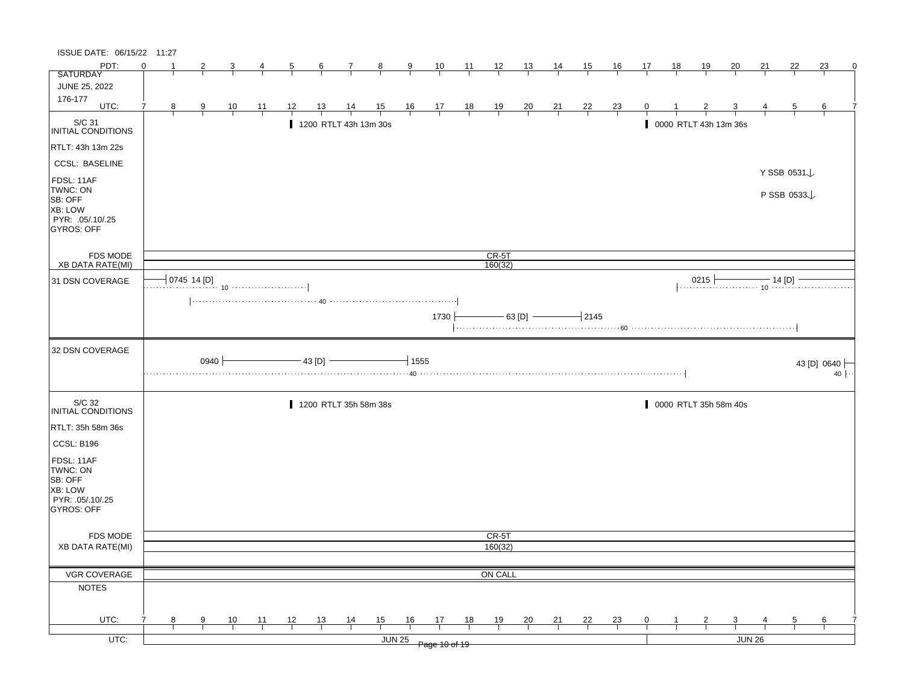ISSUE DATE: 06/15/22 11:27

**SATURDAY**
**JUNE 25, 2022**
**176-177**

| PDT: | 0 | 1 | 2 | 3 | 4 | 5 | 6 | 7 | 8 | 9 | 10 | 11 | 12 | 13 | 14 | 15 | 16 | 17 | 18 | 19 | 20 | 21 | 22 | 23 | 0 |
|---|---|---|---|---|---|---|---|---|---|---|---|---|---|---|---|---|---|---|---|---|---|---|---|---|---|
| UTC: | 7 | 8 | 9 | 10 | 11 | 12 | 13 | 14 | 15 | 16 | 17 | 18 | 19 | 20 | 21 | 22 | 23 | 0 | 1 | 2 | 3 | 4 | 5 | 6 | 7 |

## S/C 31 INITIAL CONDITIONS

- RTLT: 43h 13m 22s
- CCSL: BASELINE
- FDSL: 11AF
- TWNC: ON
- SB: OFF
- XB: LOW
- PYR: .05/.10/.25
- GYROS: OFF

Events:
- 1200 RTLT 43h 13m 30s
- 0000 RTLT 43h 13m 36s
- Y SSB 0531
- P SSB 0533

FDS MODE: CR-5T
XB DATA RATE(MI): 160(32)

### 31 DSN COVERAGE

- 0745 14 [D] (10)
- 40
- 1730 — 63 [D] — 2145 (60)
- 0215 — 14 [D] (10)

### 32 DSN COVERAGE

- 0940 — 43 [D] — 1555 (40)
- 43 [D] 0640 (40)

## S/C 32 INITIAL CONDITIONS

- RTLT: 35h 58m 36s
- CCSL: B196
- FDSL: 11AF
- TWNC: ON
- SB: OFF
- XB: LOW
- PYR: .05/.10/.25
- GYROS: OFF

Events:
- 1200 RTLT 35h 58m 38s
- 0000 RTLT 35h 58m 40s

FDS MODE: CR-5T
XB DATA RATE(MI): 160(32)

VGR COVERAGE: ON CALL

NOTES

UTC: JUN 25 | JUN 26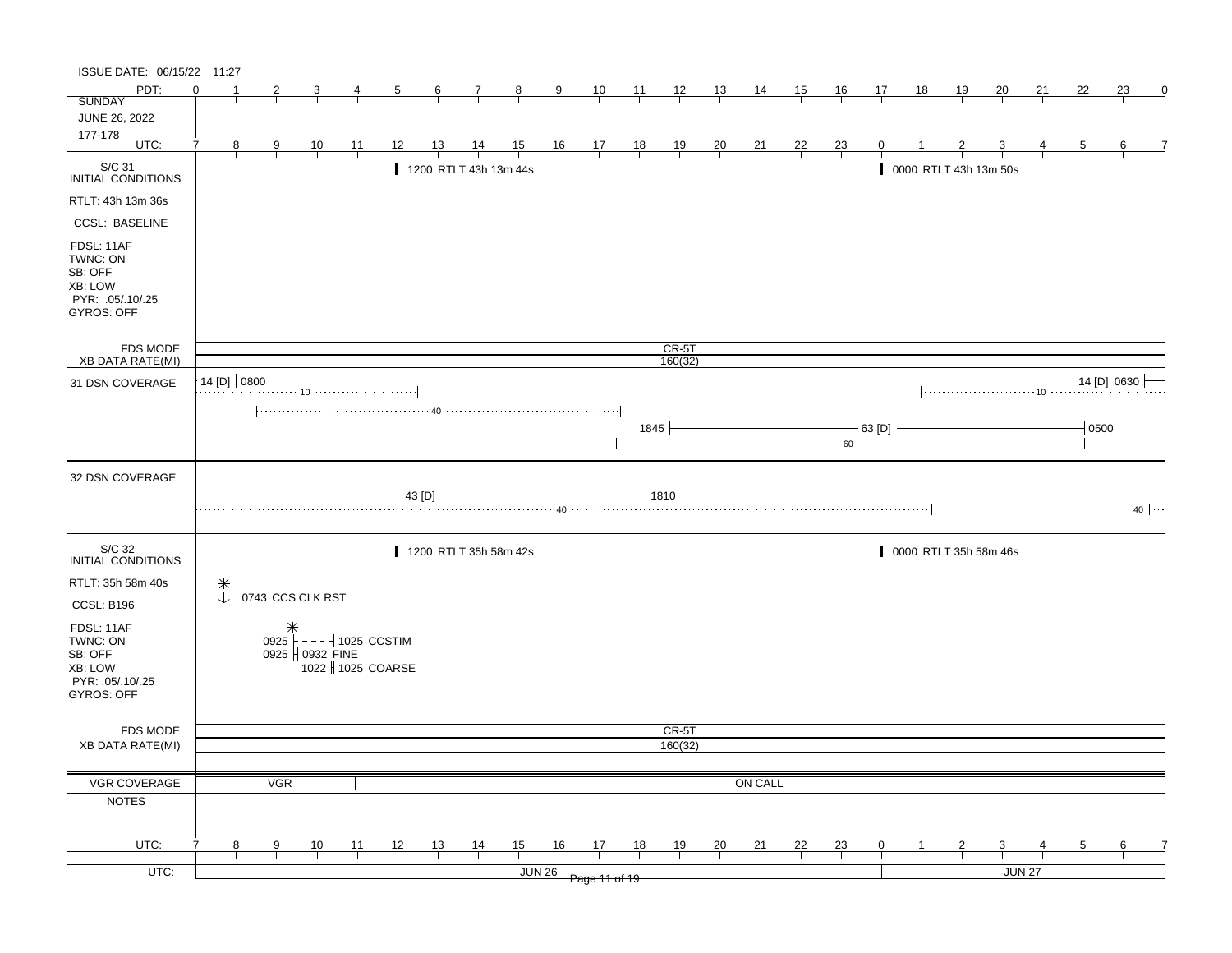ISSUE DATE: 06/15/22 11:27

PDT: 0 1 2 3 4 5 6 7 8 9 10 11 12 13 14 15 16 17 18 19 20 21 22 23 0

SUNDAY

JUNE 26, 2022

177-178

UTC: 7 8 9 10 11 12 13 14 15 16 17 18 19 20 21 22 23 0 1 2 3 4 5 6 7

## S/C 31 INITIAL CONDITIONS

RTLT: 43h 13m 36s

CCSL: BASELINE

FDSL: 11AF
TWNC: ON
SB: OFF
XB: LOW
PYR: .05/.10/.25
GYROS: OFF

1200 RTLT 43h 13m 44s

0000 RTLT 43h 13m 50s

| FDS MODE | CR-5T |
|---|---|
| XB DATA RATE(MI) | 160(32) |

## 31 DSN COVERAGE

14 [D] | 0800 ········ 10 ········|

|········ 40 ········|

1845 |———— 63 [D] ————| 0500

|········ 60 ········|

|········ 10 ········ 14 [D] 0630 |——

## 32 DSN COVERAGE

———— 43 [D] ————| 1810

········ 40 ········|

40 |···

## S/C 32 INITIAL CONDITIONS

RTLT: 35h 58m 40s

CCSL: B196

FDSL: 11AF
TWNC: ON
SB: OFF
XB: LOW
PYR: .05/.10/.25
GYROS: OFF

1200 RTLT 35h 58m 42s

0000 RTLT 35h 58m 46s

0743 CCS CLK RST

0925 |- - - -| 1025 CCSTIM

0925 || 0932 FINE

1022 || 1025 COARSE

| FDS MODE | CR-5T |
|---|---|
| XB DATA RATE(MI) | 160(32) |

| VGR COVERAGE | VGR | ON CALL |
|---|---|---|

NOTES

UTC: 7 8 9 10 11 12 13 14 15 16 17 18 19 20 21 22 23 0 1 2 3 4 5 6 7

UTC: JUN 26 JUN 27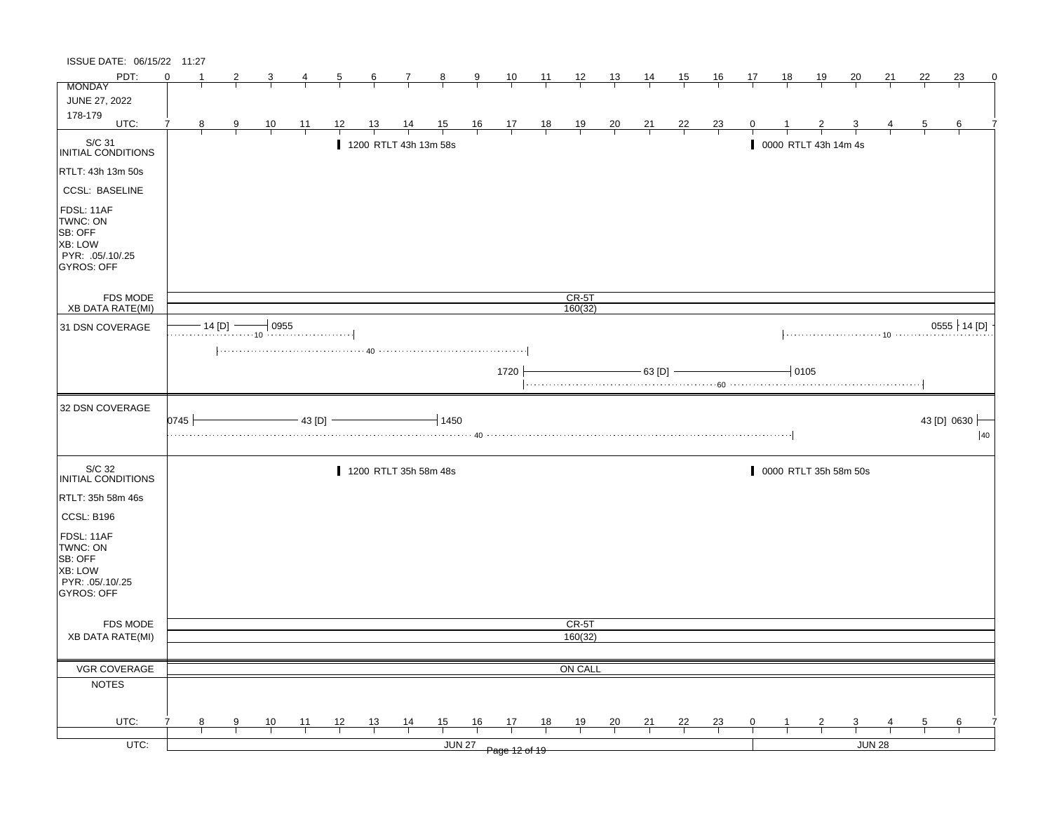ISSUE DATE: 06/15/22 11:27

**MONDAY**
JUNE 27, 2022
178-179

| PDT | 0 | 1 | 2 | 3 | 4 | 5 | 6 | 7 | 8 | 9 | 10 | 11 | 12 | 13 | 14 | 15 | 16 | 17 | 18 | 19 | 20 | 21 | 22 | 23 | 0 |
|---|---|---|---|---|---|---|---|---|---|---|---|---|---|---|---|---|---|---|---|---|---|---|---|---|---|
| UTC | 7 | 8 | 9 | 10 | 11 | 12 | 13 | 14 | 15 | 16 | 17 | 18 | 19 | 20 | 21 | 22 | 23 | 0 | 1 | 2 | 3 | 4 | 5 | 6 | 7 |

## S/C 31 INITIAL CONDITIONS

RTLT: 43h 13m 50s
CCSL: BASELINE
FDSL: 11AF
TWNC: ON
SB: OFF
XB: LOW
PYR: .05/.10/.25
GYROS: OFF

- 1200 RTLT 43h 13m 58s
- 0000 RTLT 43h 14m 4s

FDS MODE: CR-5T
XB DATA RATE(MI): 160(32)

## 31 DSN COVERAGE

- 14 [D] – 0955; 10
- 40
- 1720 – 63 [D] – 0105; 60
- 10; 0555 – 14 [D]

## 32 DSN COVERAGE

- 0745 – 43 [D] – 1450; 40
- 43 [D] 0630 –; 40

## S/C 32 INITIAL CONDITIONS

RTLT: 35h 58m 46s
CCSL: B196
FDSL: 11AF
TWNC: ON
SB: OFF
XB: LOW
PYR: .05/.10/.25
GYROS: OFF

- 1200 RTLT 35h 58m 48s
- 0000 RTLT 35h 58m 50s

FDS MODE: CR-5T
XB DATA RATE(MI): 160(32)

VGR COVERAGE: ON CALL

NOTES

UTC: JUN 27 | JUN 28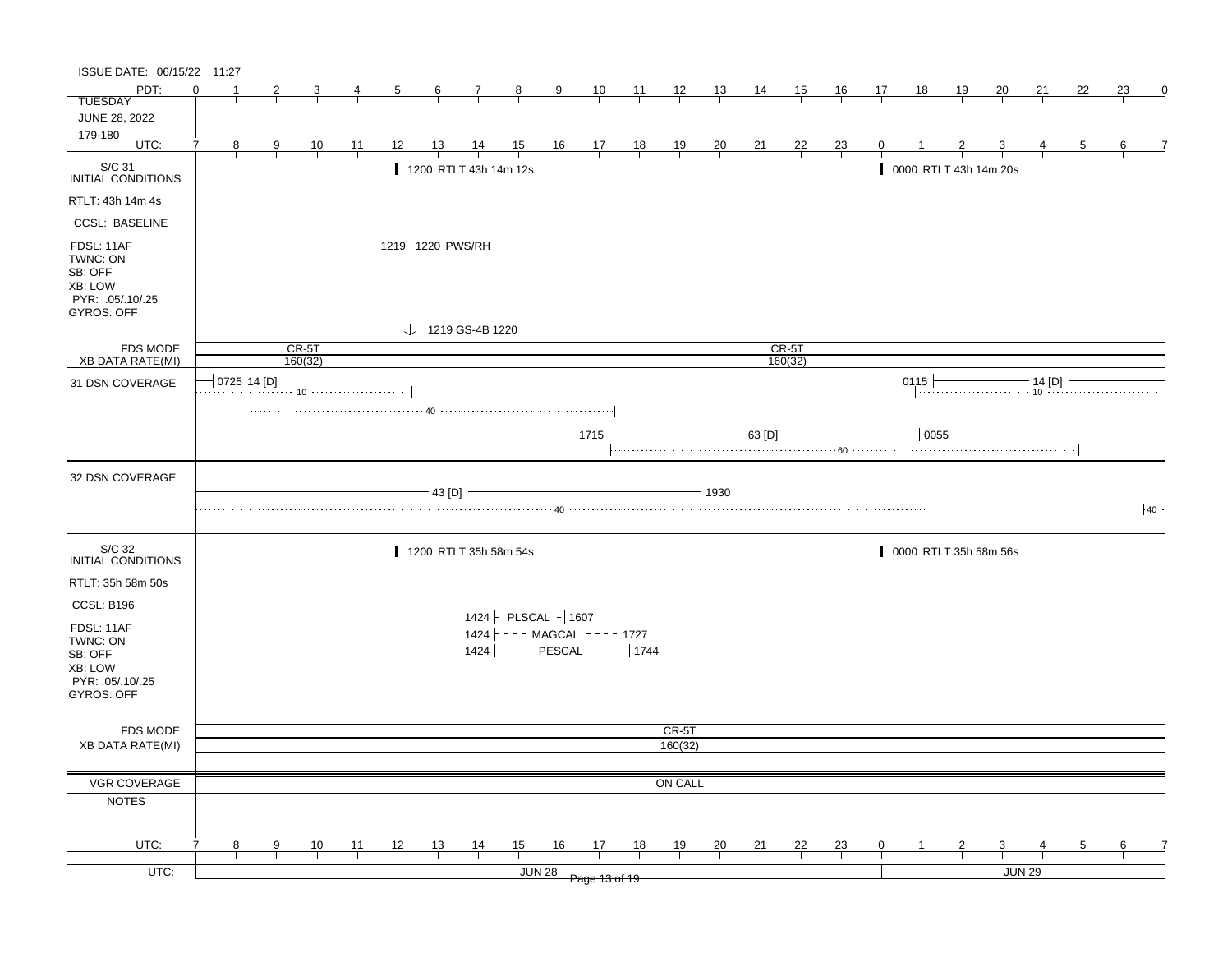ISSUE DATE: 06/15/22 11:27

**TUESDAY**
**JUNE 28, 2022**
**179-180**

PDT: 0 1 2 3 4 5 6 7 8 9 10 11 12 13 14 15 16 17 18 19 20 21 22 23 0

UTC: 7 8 9 10 11 12 13 14 15 16 17 18 19 20 21 22 23 0 1 2 3 4 5 6 7

## S/C 31 INITIAL CONDITIONS

- RTLT: 43h 14m 4s
- CCSL: BASELINE
- FDSL: 11AF
- TWNC: ON
- SB: OFF
- XB: LOW
- PYR: .05/.10/.25
- GYROS: OFF

Events:
- 1200 RTLT 43h 14m 12s
- 0000 RTLT 43h 14m 20s
- 1219 | 1220 PWS/RH
- 1219 GS-4B 1220

FDS MODE: CR-5T | CR-5T

XB DATA RATE(MI): 160(32) | 160(32)

## 31 DSN COVERAGE

- 0725 14 [D] (10)
- 40
- 1715 — 63 [D] — 0055 (60)
- 0115 — 14 [D] (10)

## 32 DSN COVERAGE

- 43 [D] — 1930 (40)
- 40

## S/C 32 INITIAL CONDITIONS

- RTLT: 35h 58m 50s
- CCSL: B196
- FDSL: 11AF
- TWNC: ON
- SB: OFF
- XB: LOW
- PYR: .05/.10/.25
- GYROS: OFF

Events:
- 1200 RTLT 35h 58m 54s
- 0000 RTLT 35h 58m 56s
- 1424 PLSCAL 1607
- 1424 MAGCAL 1727
- 1424 PESCAL 1744

FDS MODE: CR-5T

XB DATA RATE(MI): 160(32)

VGR COVERAGE: ON CALL

NOTES

UTC: JUN 28 | JUN 29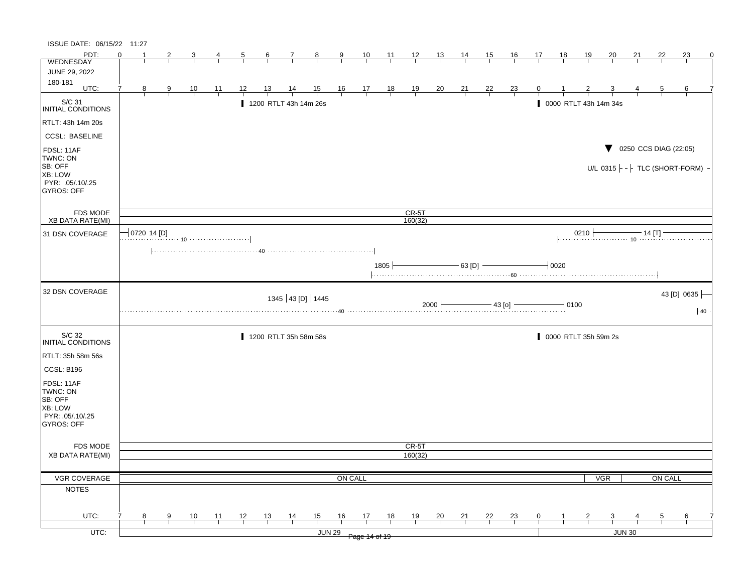ISSUE DATE: 06/15/22 11:27

| PDT: | 0 | 1 | 2 | 3 | 4 | 5 | 6 | 7 | 8 | 9 | 10 | 11 | 12 | 13 | 14 | 15 | 16 | 17 | 18 | 19 | 20 | 21 | 22 | 23 | 0 |
|---|---|---|---|---|---|---|---|---|---|---|---|---|---|---|---|---|---|---|---|---|---|---|---|---|---|
| WEDNESDAY | | | | | | | | | | | | | | | | | | | | | | | | | |
| JUNE 29, 2022 | | | | | | | | | | | | | | | | | | | | | | | | | |
| 180-181 | | | | | | | | | | | | | | | | | | | | | | | | | |
| UTC: | 7 | 8 | 9 | 10 | 11 | 12 | 13 | 14 | 15 | 16 | 17 | 18 | 19 | 20 | 21 | 22 | 23 | 0 | 1 | 2 | 3 | 4 | 5 | 6 | 7 |

**S/C 31 INITIAL CONDITIONS**

- RTLT: 43h 14m 20s
- CCSL: BASELINE
- FDSL: 11AF
- TWNC: ON
- SB: OFF
- XB: LOW
- PYR: .05/.10/.25
- GYROS: OFF

Events:
- 1200 RTLT 43h 14m 26s
- 0000 RTLT 43h 14m 34s
- 0250 CCS DIAG (22:05)
- U/L 0315 TLC (SHORT-FORM)

FDS MODE: CR-5T

XB DATA RATE(MI): 160(32)

**31 DSN COVERAGE**

- 0720 14 [D] (10)
- 40
- 1805 — 63 [D] — 0020 (60)
- 0210 — 14 [T] (10)

**32 DSN COVERAGE**

- 1345 43 [D] 1445 (40)
- 2000 — 43 [o] — 0100
- 43 [D] 0635 (40)

**S/C 32 INITIAL CONDITIONS**

- RTLT: 35h 58m 56s
- CCSL: B196
- FDSL: 11AF
- TWNC: ON
- SB: OFF
- XB: LOW
- PYR: .05/.10/.25
- GYROS: OFF

Events:
- 1200 RTLT 35h 58m 58s
- 0000 RTLT 35h 59m 2s

FDS MODE: CR-5T

XB DATA RATE(MI): 160(32)

**VGR COVERAGE:** ON CALL | VGR | ON CALL

**NOTES**

| UTC: | 7 | 8 | 9 | 10 | 11 | 12 | 13 | 14 | 15 | 16 | 17 | 18 | 19 | 20 | 21 | 22 | 23 | 0 | 1 | 2 | 3 | 4 | 5 | 6 | 7 |
|---|---|---|---|---|---|---|---|---|---|---|---|---|---|---|---|---|---|---|---|---|---|---|---|---|---|

UTC: JUN 29 | JUN 30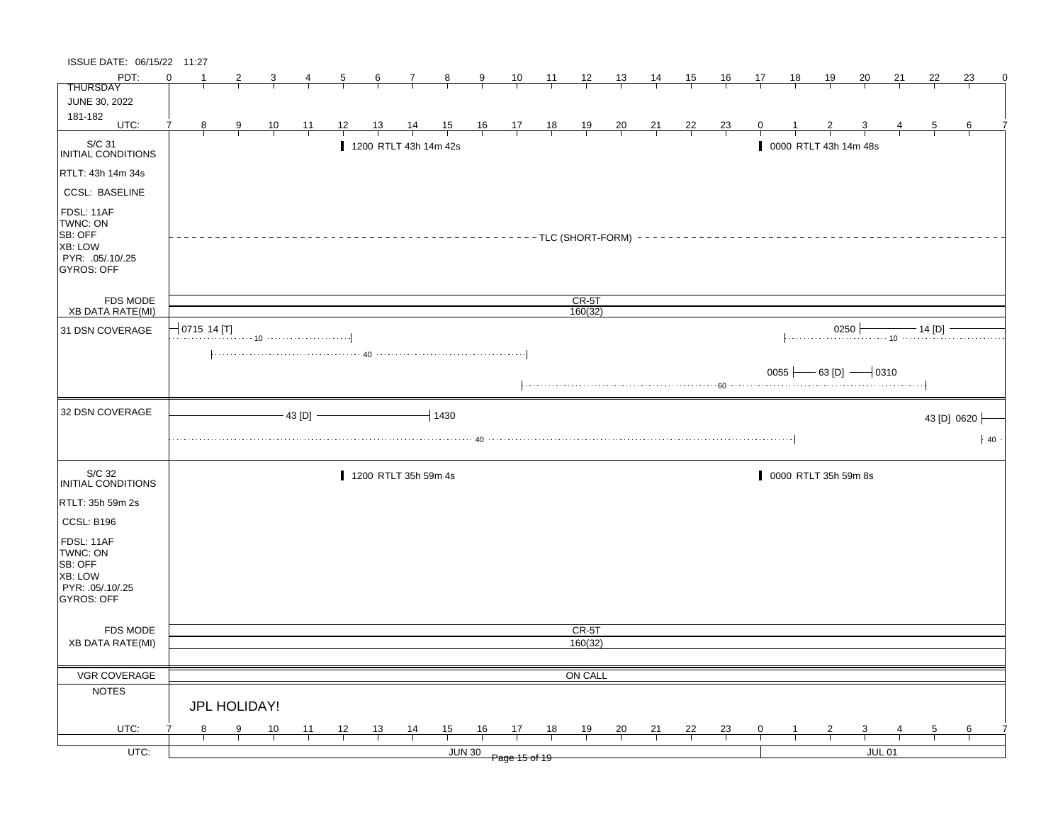ISSUE DATE: 06/15/22 11:27

| PDT: | 0 | 1 | 2 | 3 | 4 | 5 | 6 | 7 | 8 | 9 | 10 | 11 | 12 | 13 | 14 | 15 | 16 | 17 | 18 | 19 | 20 | 21 | 22 | 23 | 0 |
|---|---|---|---|---|---|---|---|---|---|---|---|---|---|---|---|---|---|---|---|---|---|---|---|---|---|
| THURSDAY JUNE 30, 2022 181-182 | | | | | | | | | | | | | | | | | | | | | | | | | |
| UTC: | 7 | 8 | 9 | 10 | 11 | 12 | 13 | 14 | 15 | 16 | 17 | 18 | 19 | 20 | 21 | 22 | 23 | 0 | 1 | 2 | 3 | 4 | 5 | 6 | 7 |

**S/C 31 INITIAL CONDITIONS**

- RTLT: 43h 14m 34s
- CCSL: BASELINE
- FDSL: 11AF
- TWNC: ON
- SB: OFF
- XB: LOW
- PYR: .05/.10/.25
- GYROS: OFF

Events:
- 1200 RTLT 43h 14m 42s
- 0000 RTLT 43h 14m 48s
- TLC (SHORT-FORM)

FDS MODE: CR-5T

XB DATA RATE(MI): 160(32)

**31 DSN COVERAGE**

- 0715 14 [T] (10)
- 40
- 0055 — 63 [D] — 0310
- 60
- 0250 — 14 [D] (10)

**32 DSN COVERAGE**

- 43 [D] — 1430 (40)
- 43 [D] 0620 (40)

**S/C 32 INITIAL CONDITIONS**

- RTLT: 35h 59m 2s
- CCSL: B196
- FDSL: 11AF
- TWNC: ON
- SB: OFF
- XB: LOW
- PYR: .05/.10/.25
- GYROS: OFF

Events:
- 1200 RTLT 35h 59m 4s
- 0000 RTLT 35h 59m 8s

FDS MODE: CR-5T

XB DATA RATE(MI): 160(32)

**VGR COVERAGE:** ON CALL

**NOTES**

JPL HOLIDAY!

UTC: JUN 30 | JUL 01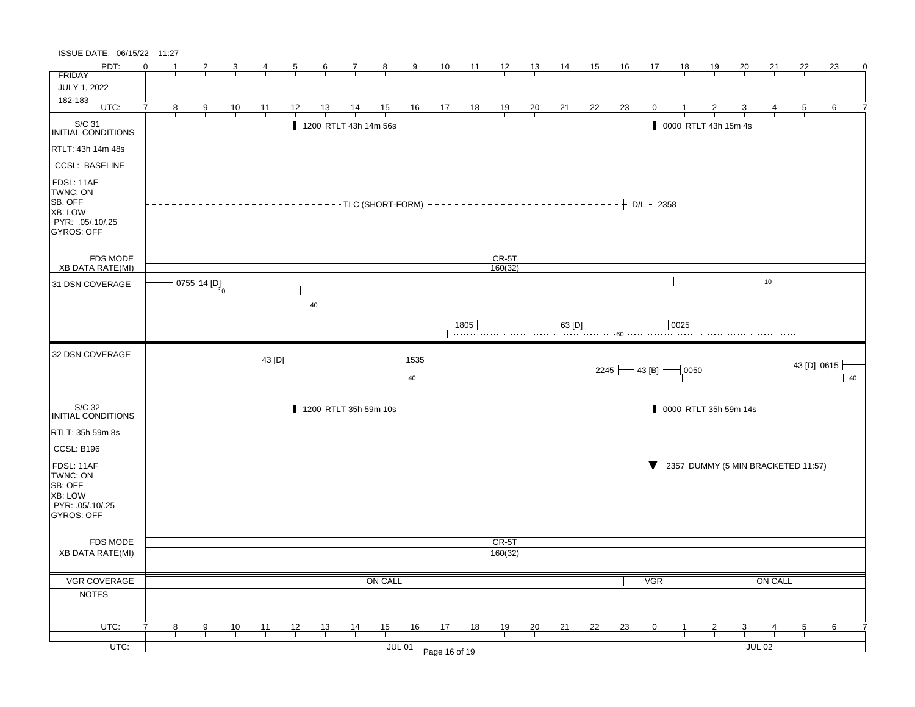ISSUE DATE: 06/15/22 11:27

| PDT: | 0 | 1 | 2 | 3 | 4 | 5 | 6 | 7 | 8 | 9 | 10 | 11 | 12 | 13 | 14 | 15 | 16 | 17 | 18 | 19 | 20 | 21 | 22 | 23 | 0 |
|---|---|---|---|---|---|---|---|---|---|---|---|---|---|---|---|---|---|---|---|---|---|---|---|---|---|
| FRIDAY JULY 1, 2022 182-183 | | | | | | | | | | | | | | | | | | | | | | | | | |
| UTC: | 7 | 8 | 9 | 10 | 11 | 12 | 13 | 14 | 15 | 16 | 17 | 18 | 19 | 20 | 21 | 22 | 23 | 0 | 1 | 2 | 3 | 4 | 5 | 6 | 7 |

**S/C 31 INITIAL CONDITIONS**

- RTLT: 43h 14m 48s
- CCSL: BASELINE
- FDSL: 11AF
- TWNC: ON
- SB: OFF
- XB: LOW
- PYR: .05/.10/.25
- GYROS: OFF

Events:
- 1200 RTLT 43h 14m 56s
- 0000 RTLT 43h 15m 4s
- TLC (SHORT-FORM) — D/L — 2358

FDS MODE: CR-5T

XB DATA RATE(MI): 160(32)

**31 DSN COVERAGE**

- 0755 14 [D]
- 10 (to ~1200 UTC)
- 40 (~0800 to ~1700 UTC)
- 1805 — 63 [D] — 0025
- 60 (~1700 to ~0500 UTC)
- 10 (~0030 UTC onward)

**32 DSN COVERAGE**

- 43 [D] — 1535
- 40
- 2245 — 43 [B] — 0050
- 43 [D] 0615
- 40

**S/C 32 INITIAL CONDITIONS**

- RTLT: 35h 59m 8s
- CCSL: B196
- FDSL: 11AF
- TWNC: ON
- SB: OFF
- XB: LOW
- PYR: .05/.10/.25
- GYROS: OFF

Events:
- 1200 RTLT 35h 59m 10s
- 0000 RTLT 35h 59m 14s
- 2357 DUMMY (5 MIN BRACKETED 11:57)

FDS MODE: CR-5T

XB DATA RATE(MI): 160(32)

**VGR COVERAGE**: ON CALL — VGR — ON CALL

**NOTES**

UTC: JUL 01 | JUL 02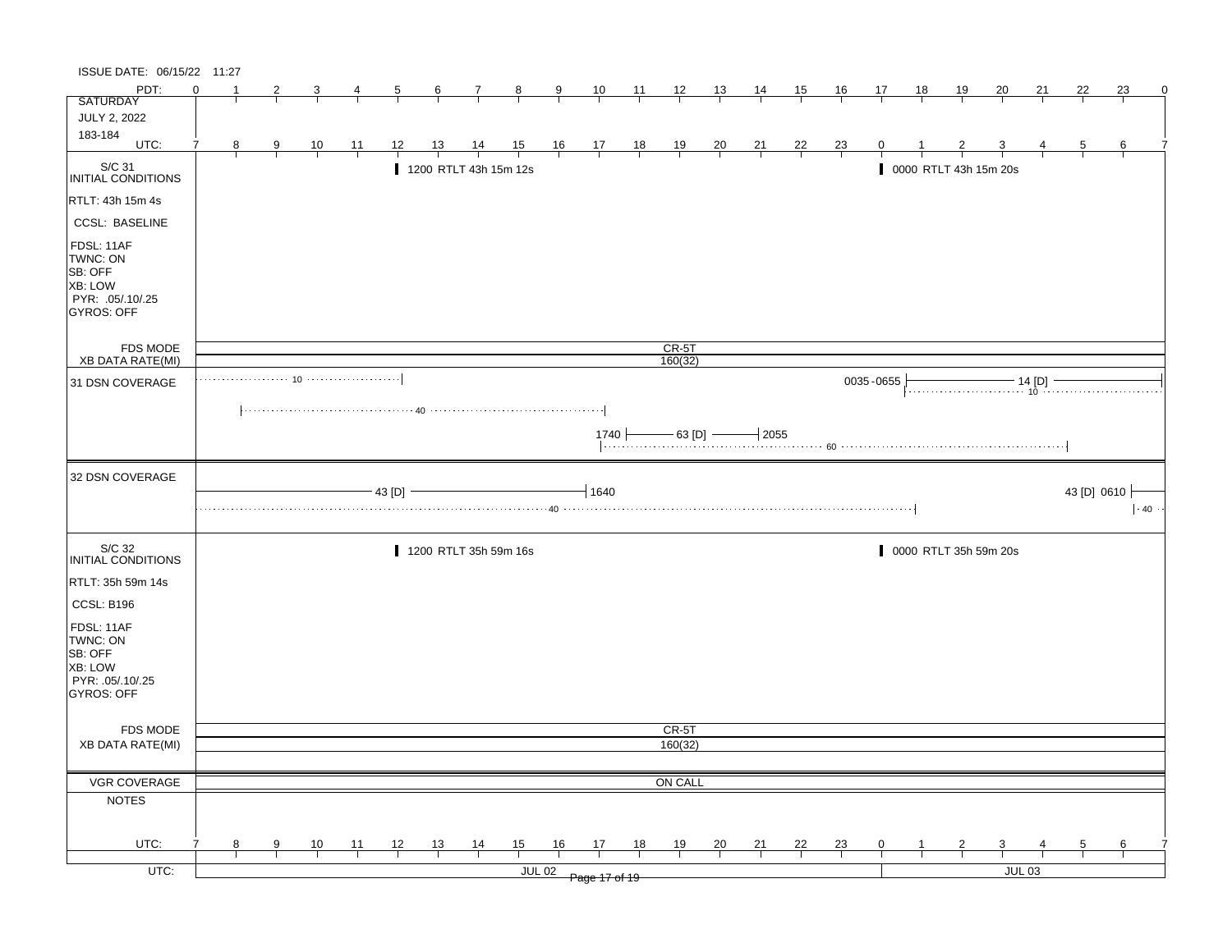ISSUE DATE: 06/15/22 11:27

| PDT: | 0 | 1 | 2 | 3 | 4 | 5 | 6 | 7 | 8 | 9 | 10 | 11 | 12 | 13 | 14 | 15 | 16 | 17 | 18 | 19 | 20 | 21 | 22 | 23 | 0 |
|---|---|---|---|---|---|---|---|---|---|---|---|---|---|---|---|---|---|---|---|---|---|---|---|---|---|
| **SATURDAY** | | | | | | | | | | | | | | | | | | | | | | | | | |
| JULY 2, 2022 | | | | | | | | | | | | | | | | | | | | | | | | | |
| 183-184 | | | | | | | | | | | | | | | | | | | | | | | | | |
| UTC: | 7 | 8 | 9 | 10 | 11 | 12 | 13 | 14 | 15 | 16 | 17 | 18 | 19 | 20 | 21 | 22 | 23 | 0 | 1 | 2 | 3 | 4 | 5 | 6 | 7 |

## S/C 31 INITIAL CONDITIONS

- RTLT: 43h 15m 4s
- CCSL: BASELINE
- FDSL: 11AF
- TWNC: ON
- SB: OFF
- XB: LOW
- PYR: .05/.10/.25
- GYROS: OFF

1200 RTLT 43h 15m 12s

0000 RTLT 43h 15m 20s

FDS MODE: CR-5T

XB DATA RATE(MI): 160(32)

## 31 DSN COVERAGE

- 10 (to 1200)
- 40 (0800 – 1700)
- 1740 — 63 [D] — 2055; 60 (1700 – 0500)
- 0035-0655 — 14 [D]; 10

## 32 DSN COVERAGE

- 43 [D] (to 1640); 40 (to 0030)
- 43 [D] 0610; 40

## S/C 32 INITIAL CONDITIONS

- RTLT: 35h 59m 14s
- CCSL: B196
- FDSL: 11AF
- TWNC: ON
- SB: OFF
- XB: LOW
- PYR: .05/.10/.25
- GYROS: OFF

1200 RTLT 35h 59m 16s

0000 RTLT 35h 59m 20s

FDS MODE: CR-5T

XB DATA RATE(MI): 160(32)

VGR COVERAGE: ON CALL

NOTES

| UTC: | 7 | 8 | 9 | 10 | 11 | 12 | 13 | 14 | 15 | 16 | 17 | 18 | 19 | 20 | 21 | 22 | 23 | 0 | 1 | 2 | 3 | 4 | 5 | 6 | 7 |
|---|---|---|---|---|---|---|---|---|---|---|---|---|---|---|---|---|---|---|---|---|---|---|---|---|---|

UTC: JUL 02 | JUL 03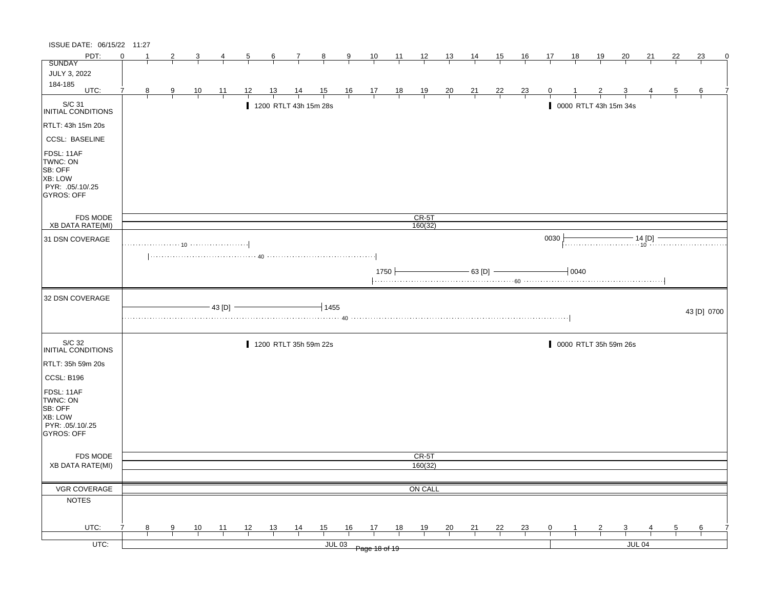ISSUE DATE: 06/15/22 11:27

| PDT: | 0 | 1 | 2 | 3 | 4 | 5 | 6 | 7 | 8 | 9 | 10 | 11 | 12 | 13 | 14 | 15 | 16 | 17 | 18 | 19 | 20 | 21 | 22 | 23 | 0 |
|---|---|---|---|---|---|---|---|---|---|---|---|---|---|---|---|---|---|---|---|---|---|---|---|---|---|
| SUNDAY<br>JULY 3, 2022<br>184-185 | | | | | | | | | | | | | | | | | | | | | | | | | |
| UTC: | 7 | 8 | 9 | 10 | 11 | 12 | 13 | 14 | 15 | 16 | 17 | 18 | 19 | 20 | 21 | 22 | 23 | 0 | 1 | 2 | 3 | 4 | 5 | 6 | 7 |

**S/C 31 INITIAL CONDITIONS**

- RTLT: 43h 15m 20s
- CCSL: BASELINE
- FDSL: 11AF
- TWNC: ON
- SB: OFF
- XB: LOW
- PYR: .05/.10/.25
- GYROS: OFF

Events:
- 1200 RTLT 43h 15m 28s
- 0000 RTLT 43h 15m 34s

FDS MODE: CR-5T

XB DATA RATE(MI): 160(32)

**31 DSN COVERAGE**

- ······ 10 ······ (to 1200)
- ······ 40 ······ (0800 to 1700)
- 1750 —— 63 [D] —— 0040
- ······ 60 ······ (1700 to 0500)
- 0030 —— 14 [D] ——
- ······ 10 ······ (0030 onward)

**32 DSN COVERAGE**

- —— 43 [D] —— 1455
- ······ 40 ······ (to 0030)
- 43 [D] 0700

**S/C 32 INITIAL CONDITIONS**

- RTLT: 35h 59m 20s
- CCSL: B196
- FDSL: 11AF
- TWNC: ON
- SB: OFF
- XB: LOW
- PYR: .05/.10/.25
- GYROS: OFF

Events:
- 1200 RTLT 35h 59m 22s
- 0000 RTLT 35h 59m 26s

FDS MODE: CR-5T

XB DATA RATE(MI): 160(32)

VGR COVERAGE: ON CALL

NOTES:

| UTC: | 7 | 8 | 9 | 10 | 11 | 12 | 13 | 14 | 15 | 16 | 17 | 18 | 19 | 20 | 21 | 22 | 23 | 0 | 1 | 2 | 3 | 4 | 5 | 6 | 7 |
|---|---|---|---|---|---|---|---|---|---|---|---|---|---|---|---|---|---|---|---|---|---|---|---|---|---|
| UTC: | JUL 03 | | | | | | | | | | | | | | | | | JUL 04 | | | | | | | |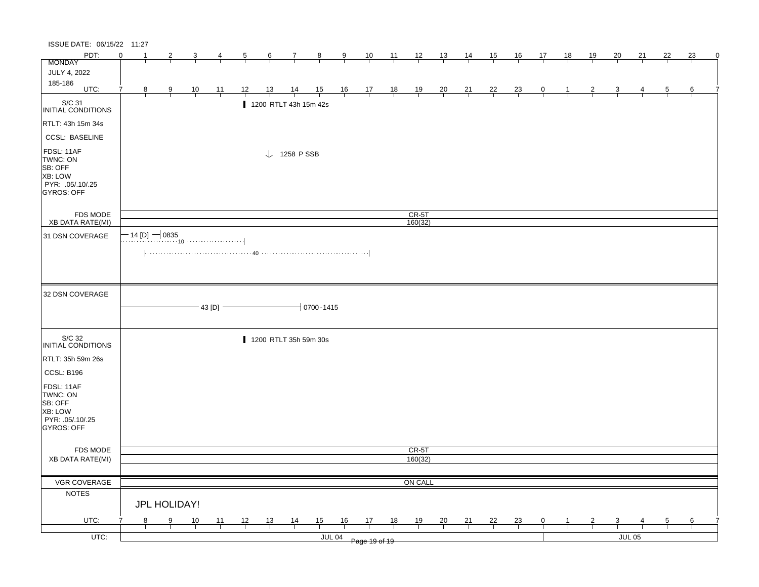ISSUE DATE: 06/15/22 11:27

PDT: 0 1 2 3 4 5 6 7 8 9 10 11 12 13 14 15 16 17 18 19 20 21 22 23 0

MONDAY

JULY 4, 2022

185-186

UTC: 7 8 9 10 11 12 13 14 15 16 17 18 19 20 21 22 23 0 1 2 3 4 5 6 7

S/C 31 INITIAL CONDITIONS

RTLT: 43h 15m 34s

CCSL: BASELINE

FDSL: 11AF
TWNC: ON
SB: OFF
XB: LOW
PYR: .05/.10/.25
GYROS: OFF

1200 RTLT 43h 15m 42s

1258 P SSB

FDS MODE — CR-5T

XB DATA RATE(MI) — 160(32)

31 DSN COVERAGE

14 [D] 0835

10

40

32 DSN COVERAGE

43 [D] 0700-1415

S/C 32 INITIAL CONDITIONS

RTLT: 35h 59m 26s

CCSL: B196

FDSL: 11AF
TWNC: ON
SB: OFF
XB: LOW
PYR: .05/.10/.25
GYROS: OFF

1200 RTLT 35h 59m 30s

FDS MODE — CR-5T

XB DATA RATE(MI) — 160(32)

VGR COVERAGE — ON CALL

NOTES

JPL HOLIDAY!

UTC: 7 8 9 10 11 12 13 14 15 16 17 18 19 20 21 22 23 0 1 2 3 4 5 6 7

UTC: JUL 04 JUL 05